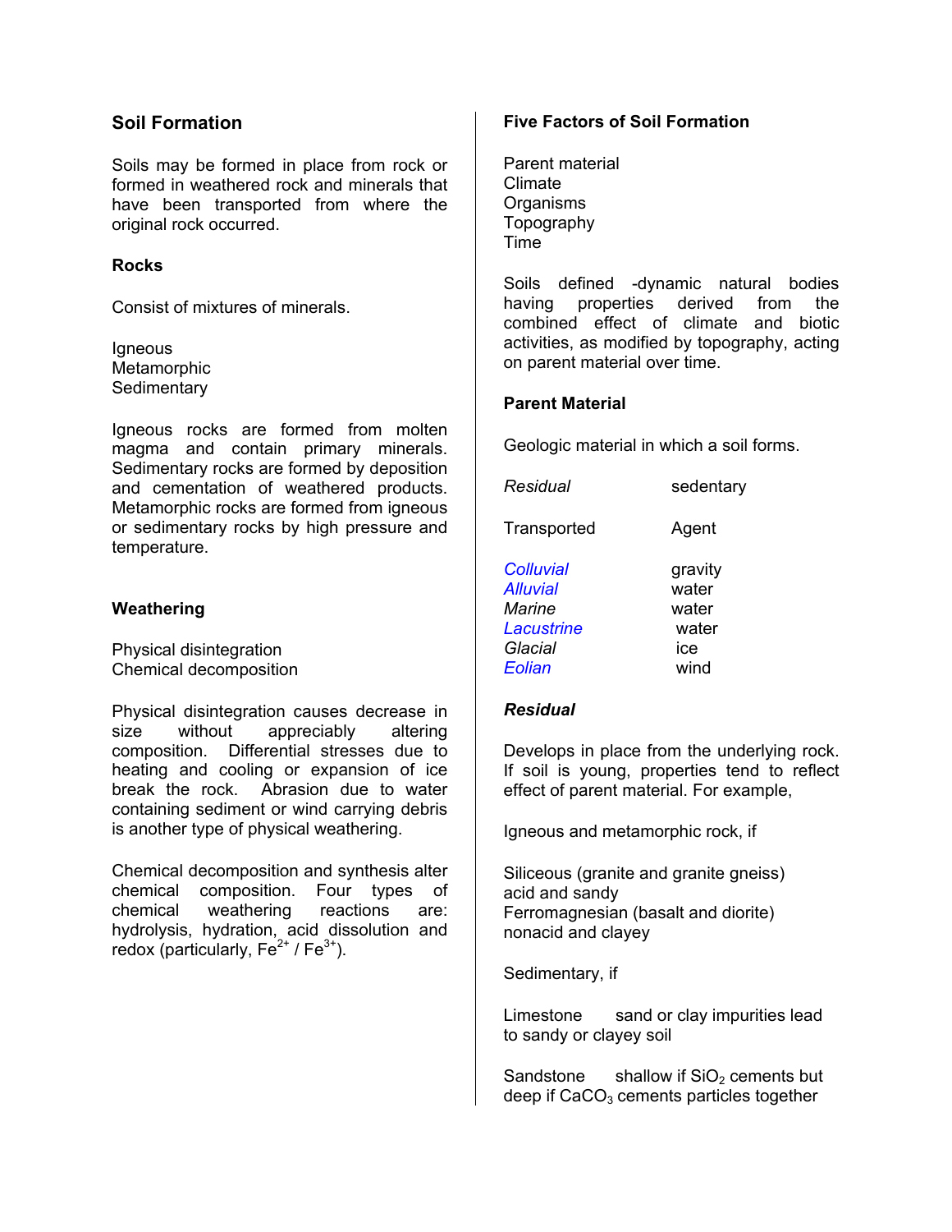## Soil Formation

Soils may be formed in place from rock or formed in weathered rock and minerals that have been transported from where the original rock occurred.

### Rocks

Consist of mixtures of minerals.

Igneous
Metamorphic
Sedimentary

Igneous rocks are formed from molten magma and contain primary minerals. Sedimentary rocks are formed by deposition and cementation of weathered products. Metamorphic rocks are formed from igneous or sedimentary rocks by high pressure and temperature.

### Weathering

Physical disintegration
Chemical decomposition

Physical disintegration causes decrease in size without appreciably altering composition. Differential stresses due to heating and cooling or expansion of ice break the rock. Abrasion due to water containing sediment or wind carrying debris is another type of physical weathering.

Chemical decomposition and synthesis alter chemical composition. Four types of chemical weathering reactions are: hydrolysis, hydration, acid dissolution and redox (particularly, $Fe^{2+}$ / $Fe^{3+}$).

### Five Factors of Soil Formation

Parent material
Climate
Organisms
Topography
Time

Soils defined -dynamic natural bodies having properties derived from the combined effect of climate and biotic activities, as modified by topography, acting on parent material over time.

### Parent Material

Geologic material in which a soil forms.

| | |
|---|---|
| *Residual* | sedentary |
| Transported | Agent |
| *Colluvial* | gravity |
| *Alluvial* | water |
| *Marine* | water |
| *Lacustrine* | water |
| *Glacial* | ice |
| *Eolian* | wind |

### *Residual*

Develops in place from the underlying rock. If soil is young, properties tend to reflect effect of parent material. For example,

Igneous and metamorphic rock, if

Siliceous (granite and granite gneiss) acid and sandy
Ferromagnesian (basalt and diorite) nonacid and clayey

Sedimentary, if

Limestone sand or clay impurities lead to sandy or clayey soil

Sandstone shallow if $SiO_2$ cements but deep if $CaCO_3$ cements particles together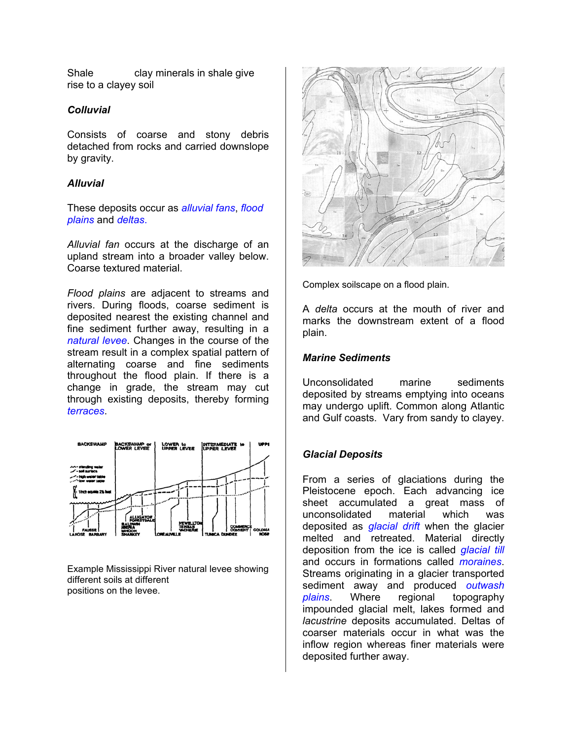Shale clay minerals in shale give rise to a clayey soil

### *Colluvial*

Consists of coarse and stony debris detached from rocks and carried downslope by gravity.

### *Alluvial*

These deposits occur as *alluvial fans*, *flood plains* and *deltas*.

*Alluvial fan* occurs at the discharge of an upland stream into a broader valley below. Coarse textured material.

*Flood plains* are adjacent to streams and rivers. During floods, coarse sediment is deposited nearest the existing channel and fine sediment further away, resulting in a *natural levee*. Changes in the course of the stream result in a complex spatial pattern of alternating coarse and fine sediments throughout the flood plain. If there is a change in grade, the stream may cut through existing deposits, thereby forming *terraces*.

Example Mississippi River natural levee showing different soils at different positions on the levee.

Complex soilscape on a flood plain.

A *delta* occurs at the mouth of river and marks the downstream extent of a flood plain.

### *Marine Sediments*

Unconsolidated marine sediments deposited by streams emptying into oceans may undergo uplift. Common along Atlantic and Gulf coasts. Vary from sandy to clayey.

### *Glacial Deposits*

From a series of glaciations during the Pleistocene epoch. Each advancing ice sheet accumulated a great mass of unconsolidated material which was deposited as *glacial drift* when the glacier melted and retreated. Material directly deposition from the ice is called *glacial till* and occurs in formations called *moraines*. Streams originating in a glacier transported sediment away and produced *outwash plains*. Where regional topography impounded glacial melt, lakes formed and *lacustrine* deposits accumulated. Deltas of coarser materials occur in what was the inflow region whereas finer materials were deposited further away.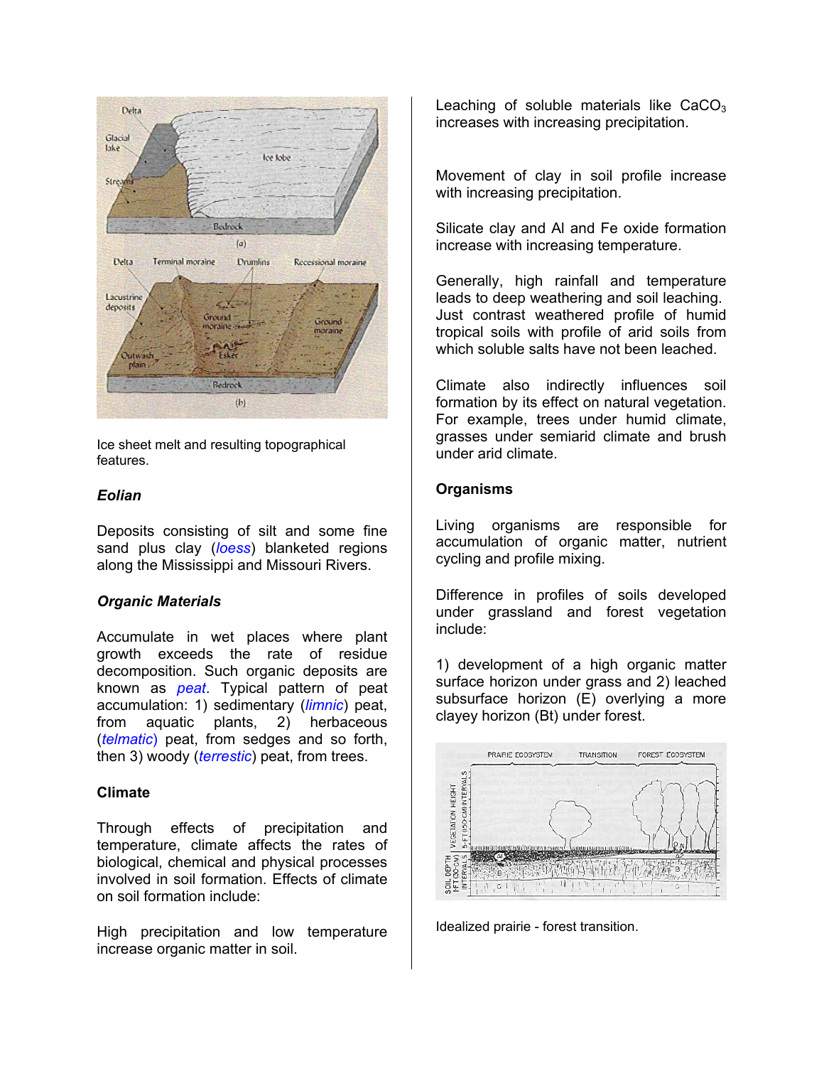Ice sheet melt and resulting topographical features.

***Eolian***

Deposits consisting of silt and some fine sand plus clay (*loess*) blanketed regions along the Mississippi and Missouri Rivers.

***Organic Materials***

Accumulate in wet places where plant growth exceeds the rate of residue decomposition. Such organic deposits are known as *peat*. Typical pattern of peat accumulation: 1) sedimentary (*limnic*) peat, from aquatic plants, 2) herbaceous (*telmatic*) peat, from sedges and so forth, then 3) woody (*terrestic*) peat, from trees.

**Climate**

Through effects of precipitation and temperature, climate affects the rates of biological, chemical and physical processes involved in soil formation. Effects of climate on soil formation include:

High precipitation and low temperature increase organic matter in soil.

Leaching of soluble materials like $CaCO_3$ increases with increasing precipitation.

Movement of clay in soil profile increase with increasing precipitation.

Silicate clay and Al and Fe oxide formation increase with increasing temperature.

Generally, high rainfall and temperature leads to deep weathering and soil leaching. Just contrast weathered profile of humid tropical soils with profile of arid soils from which soluble salts have not been leached.

Climate also indirectly influences soil formation by its effect on natural vegetation. For example, trees under humid climate, grasses under semiarid climate and brush under arid climate.

**Organisms**

Living organisms are responsible for accumulation of organic matter, nutrient cycling and profile mixing.

Difference in profiles of soils developed under grassland and forest vegetation include:

1) development of a high organic matter surface horizon under grass and 2) leached subsurface horizon (E) overlying a more clayey horizon (Bt) under forest.

Idealized prairie - forest transition.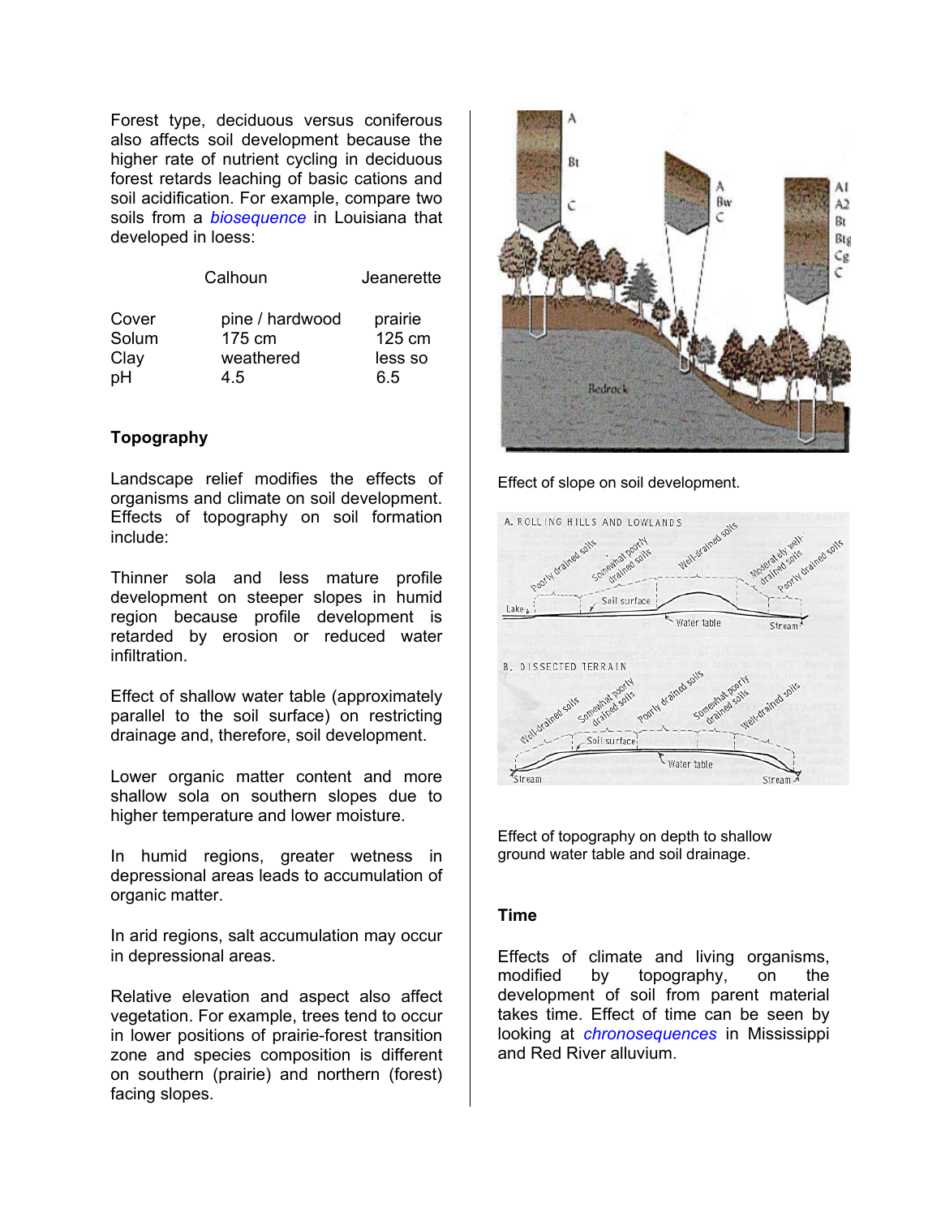Forest type, deciduous versus coniferous also affects soil development because the higher rate of nutrient cycling in deciduous forest retards leaching of basic cations and soil acidification. For example, compare two soils from a *biosequence* in Louisiana that developed in loess:

| | Calhoun | Jeanerette |
|---|---|---|
| Cover | pine / hardwood | prairie |
| Solum | 175 cm | 125 cm |
| Clay | weathered | less so |
| pH | 4.5 | 6.5 |

### Topography

Landscape relief modifies the effects of organisms and climate on soil development. Effects of topography on soil formation include:

Thinner sola and less mature profile development on steeper slopes in humid region because profile development is retarded by erosion or reduced water infiltration.

Effect of shallow water table (approximately parallel to the soil surface) on restricting drainage and, therefore, soil development.

Lower organic matter content and more shallow sola on southern slopes due to higher temperature and lower moisture.

In humid regions, greater wetness in depressional areas leads to accumulation of organic matter.

In arid regions, salt accumulation may occur in depressional areas.

Relative elevation and aspect also affect vegetation. For example, trees tend to occur in lower positions of prairie-forest transition zone and species composition is different on southern (prairie) and northern (forest) facing slopes.

Effect of slope on soil development.

Effect of topography on depth to shallow ground water table and soil drainage.

### Time

Effects of climate and living organisms, modified by topography, on the development of soil from parent material takes time. Effect of time can be seen by looking at *chronosequences* in Mississippi and Red River alluvium.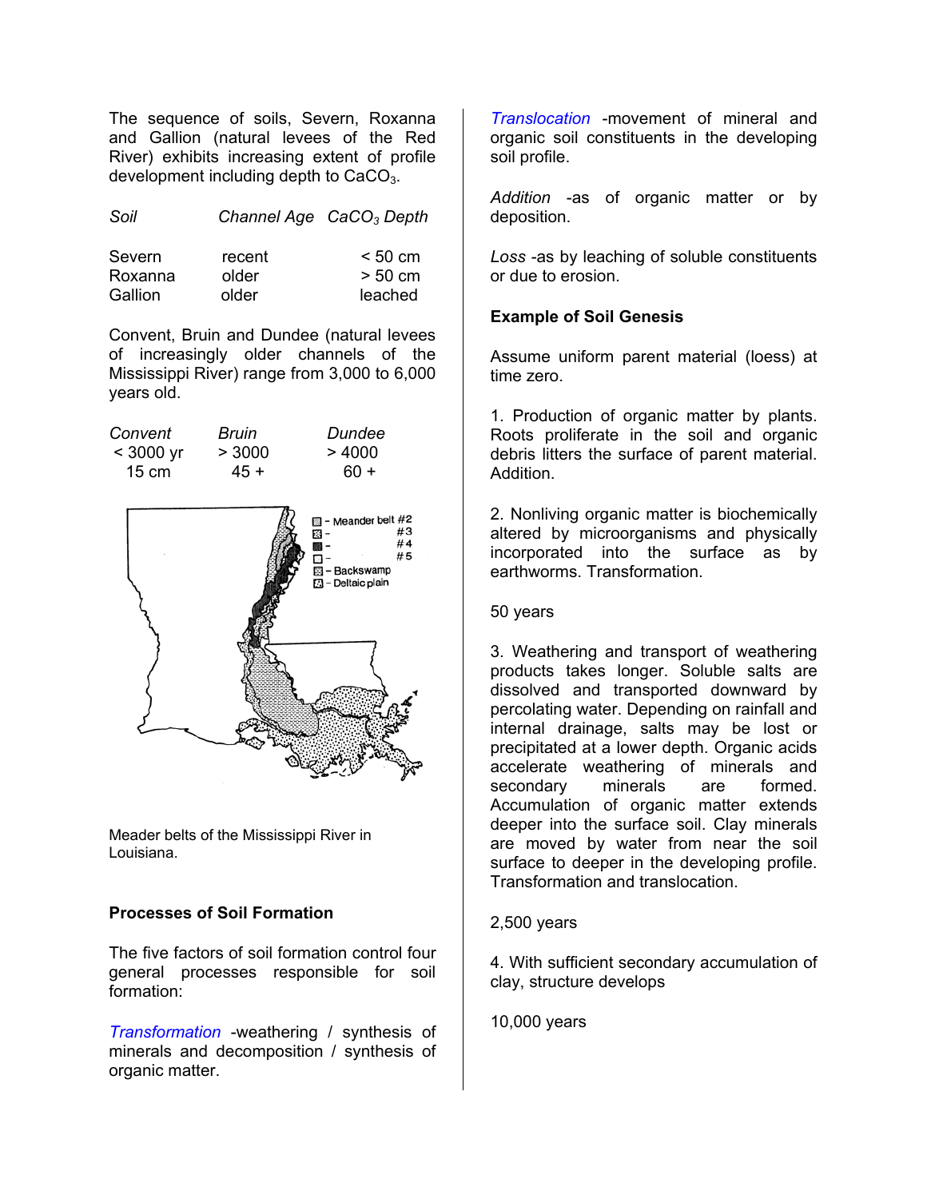The sequence of soils, Severn, Roxanna and Gallion (natural levees of the Red River) exhibits increasing extent of profile development including depth to $CaCO_3$.

| *Soil* | *Channel Age* | *$CaCO_3$ Depth* |
|---|---|---|
| Severn | recent | < 50 cm |
| Roxanna | older | > 50 cm |
| Gallion | older | leached |

Convent, Bruin and Dundee (natural levees of increasingly older channels of the Mississippi River) range from 3,000 to 6,000 years old.

| *Convent* | *Bruin* | *Dundee* |
|---|---|---|
| < 3000 yr | > 3000 | > 4000 |
| 15 cm | 45 + | 60 + |

Meader belts of the Mississippi River in Louisiana.

### Processes of Soil Formation

The five factors of soil formation control four general processes responsible for soil formation:

*Transformation* -weathering / synthesis of minerals and decomposition / synthesis of organic matter.

*Translocation* -movement of mineral and organic soil constituents in the developing soil profile.

*Addition* -as of organic matter or by deposition.

*Loss* -as by leaching of soluble constituents or due to erosion.

### Example of Soil Genesis

Assume uniform parent material (loess) at time zero.

1. Production of organic matter by plants. Roots proliferate in the soil and organic debris litters the surface of parent material. Addition.

2. Nonliving organic matter is biochemically altered by microorganisms and physically incorporated into the surface as by earthworms. Transformation.

50 years

3. Weathering and transport of weathering products takes longer. Soluble salts are dissolved and transported downward by percolating water. Depending on rainfall and internal drainage, salts may be lost or precipitated at a lower depth. Organic acids accelerate weathering of minerals and secondary minerals are formed. Accumulation of organic matter extends deeper into the surface soil. Clay minerals are moved by water from near the soil surface to deeper in the developing profile. Transformation and translocation.

2,500 years

4. With sufficient secondary accumulation of clay, structure develops

10,000 years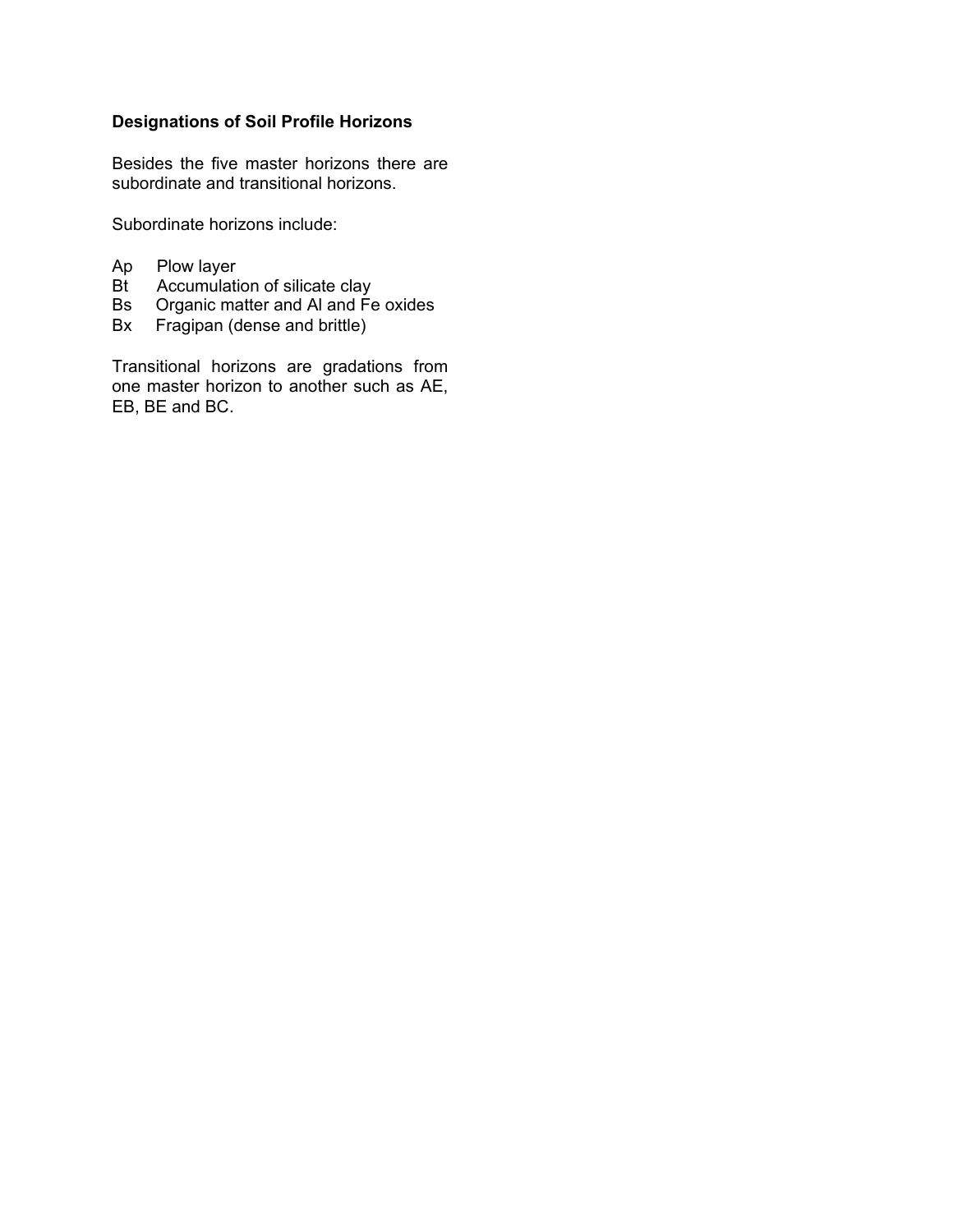**Designations of Soil Profile Horizons**

Besides the five master horizons there are subordinate and transitional horizons.

Subordinate horizons include:

- Ap Plow layer
- Bt Accumulation of silicate clay
- Bs Organic matter and Al and Fe oxides
- Bx Fragipan (dense and brittle)

Transitional horizons are gradations from one master horizon to another such as AE, EB, BE and BC.